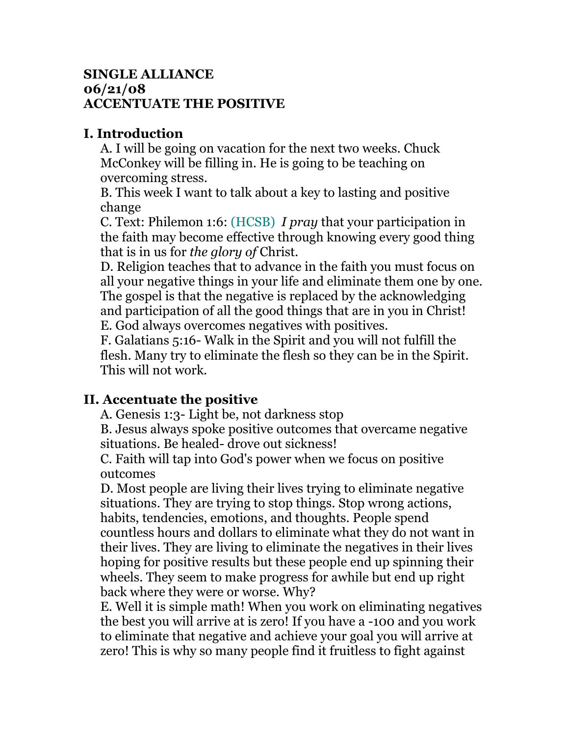**SINGLE ALLIANCE**
**06/21/08**
**ACCENTUATE THE POSITIVE**

## I. Introduction

A. I will be going on vacation for the next two weeks. Chuck McConkey will be filling in. He is going to be teaching on overcoming stress.

B. This week I want to talk about a key to lasting and positive change

C. Text: Philemon 1:6: (HCSB) *I pray* that your participation in the faith may become effective through knowing every good thing that is in us for *the glory of* Christ.

D. Religion teaches that to advance in the faith you must focus on all your negative things in your life and eliminate them one by one. The gospel is that the negative is replaced by the acknowledging and participation of all the good things that are in you in Christ!

E. God always overcomes negatives with positives.

F. Galatians 5:16- Walk in the Spirit and you will not fulfill the flesh. Many try to eliminate the flesh so they can be in the Spirit. This will not work.

## II. Accentuate the positive

A. Genesis 1:3- Light be, not darkness stop

B. Jesus always spoke positive outcomes that overcame negative situations. Be healed- drove out sickness!

C. Faith will tap into God's power when we focus on positive outcomes

D. Most people are living their lives trying to eliminate negative situations. They are trying to stop things. Stop wrong actions, habits, tendencies, emotions, and thoughts. People spend countless hours and dollars to eliminate what they do not want in their lives. They are living to eliminate the negatives in their lives hoping for positive results but these people end up spinning their wheels. They seem to make progress for awhile but end up right back where they were or worse. Why?

E. Well it is simple math! When you work on eliminating negatives the best you will arrive at is zero! If you have a -100 and you work to eliminate that negative and achieve your goal you will arrive at zero! This is why so many people find it fruitless to fight against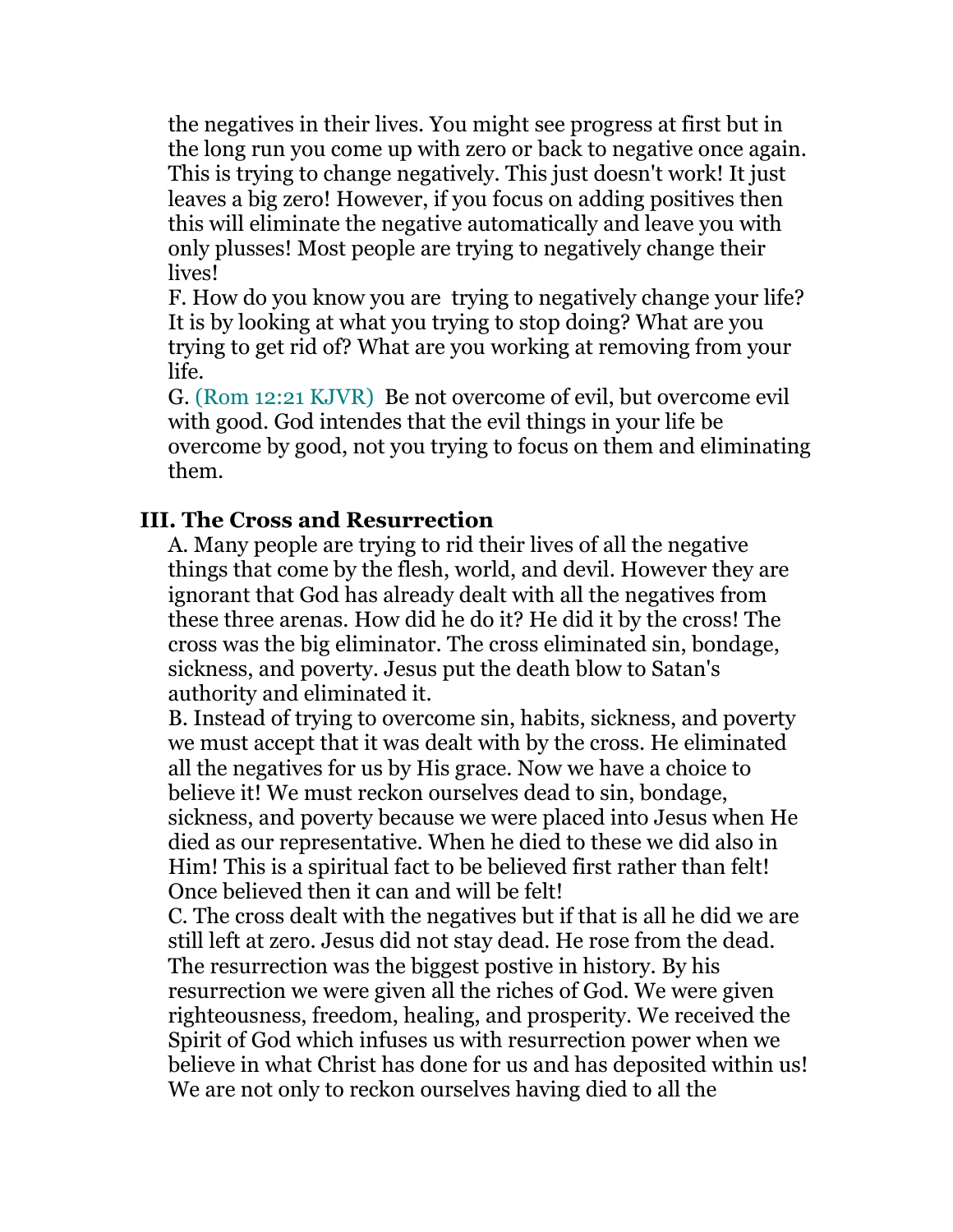the negatives in their lives. You might see progress at first but in the long run you come up with zero or back to negative once again. This is trying to change negatively. This just doesn't work! It just leaves a big zero! However, if you focus on adding positives then this will eliminate the negative automatically and leave you with only plusses! Most people are trying to negatively change their lives!

F. How do you know you are trying to negatively change your life? It is by looking at what you trying to stop doing? What are you trying to get rid of? What are you working at removing from your life.

G. (Rom 12:21 KJVR) Be not overcome of evil, but overcome evil with good. God intendes that the evil things in your life be overcome by good, not you trying to focus on them and eliminating them.

### III. The Cross and Resurrection

A. Many people are trying to rid their lives of all the negative things that come by the flesh, world, and devil. However they are ignorant that God has already dealt with all the negatives from these three arenas. How did he do it? He did it by the cross! The cross was the big eliminator. The cross eliminated sin, bondage, sickness, and poverty. Jesus put the death blow to Satan's authority and eliminated it.

B. Instead of trying to overcome sin, habits, sickness, and poverty we must accept that it was dealt with by the cross. He eliminated all the negatives for us by His grace. Now we have a choice to believe it! We must reckon ourselves dead to sin, bondage, sickness, and poverty because we were placed into Jesus when He died as our representative. When he died to these we did also in Him! This is a spiritual fact to be believed first rather than felt! Once believed then it can and will be felt!

C. The cross dealt with the negatives but if that is all he did we are still left at zero. Jesus did not stay dead. He rose from the dead. The resurrection was the biggest postive in history. By his resurrection we were given all the riches of God. We were given righteousness, freedom, healing, and prosperity. We received the Spirit of God which infuses us with resurrection power when we believe in what Christ has done for us and has deposited within us! We are not only to reckon ourselves having died to all the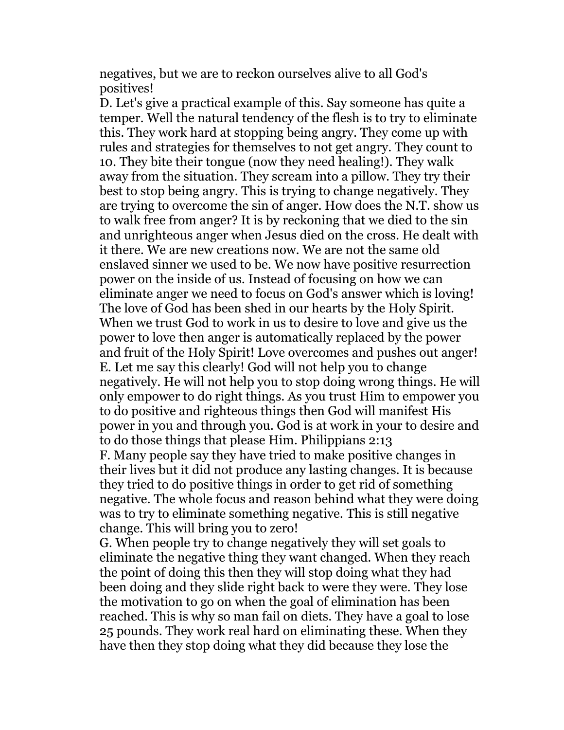negatives, but we are to reckon ourselves alive to all God's positives!

D. Let's give a practical example of this. Say someone has quite a temper. Well the natural tendency of the flesh is to try to eliminate this. They work hard at stopping being angry. They come up with rules and strategies for themselves to not get angry. They count to 10. They bite their tongue (now they need healing!). They walk away from the situation. They scream into a pillow. They try their best to stop being angry. This is trying to change negatively. They are trying to overcome the sin of anger. How does the N.T. show us to walk free from anger? It is by reckoning that we died to the sin and unrighteous anger when Jesus died on the cross. He dealt with it there. We are new creations now. We are not the same old enslaved sinner we used to be. We now have positive resurrection power on the inside of us. Instead of focusing on how we can eliminate anger we need to focus on God's answer which is loving! The love of God has been shed in our hearts by the Holy Spirit. When we trust God to work in us to desire to love and give us the power to love then anger is automatically replaced by the power and fruit of the Holy Spirit! Love overcomes and pushes out anger!

E. Let me say this clearly! God will not help you to change negatively. He will not help you to stop doing wrong things. He will only empower to do right things. As you trust Him to empower you to do positive and righteous things then God will manifest His power in you and through you. God is at work in your to desire and to do those things that please Him. Philippians 2:13

F. Many people say they have tried to make positive changes in their lives but it did not produce any lasting changes. It is because they tried to do positive things in order to get rid of something negative. The whole focus and reason behind what they were doing was to try to eliminate something negative. This is still negative change. This will bring you to zero!

G. When people try to change negatively they will set goals to eliminate the negative thing they want changed. When they reach the point of doing this then they will stop doing what they had been doing and they slide right back to were they were. They lose the motivation to go on when the goal of elimination has been reached. This is why so man fail on diets. They have a goal to lose 25 pounds. They work real hard on eliminating these. When they have then they stop doing what they did because they lose the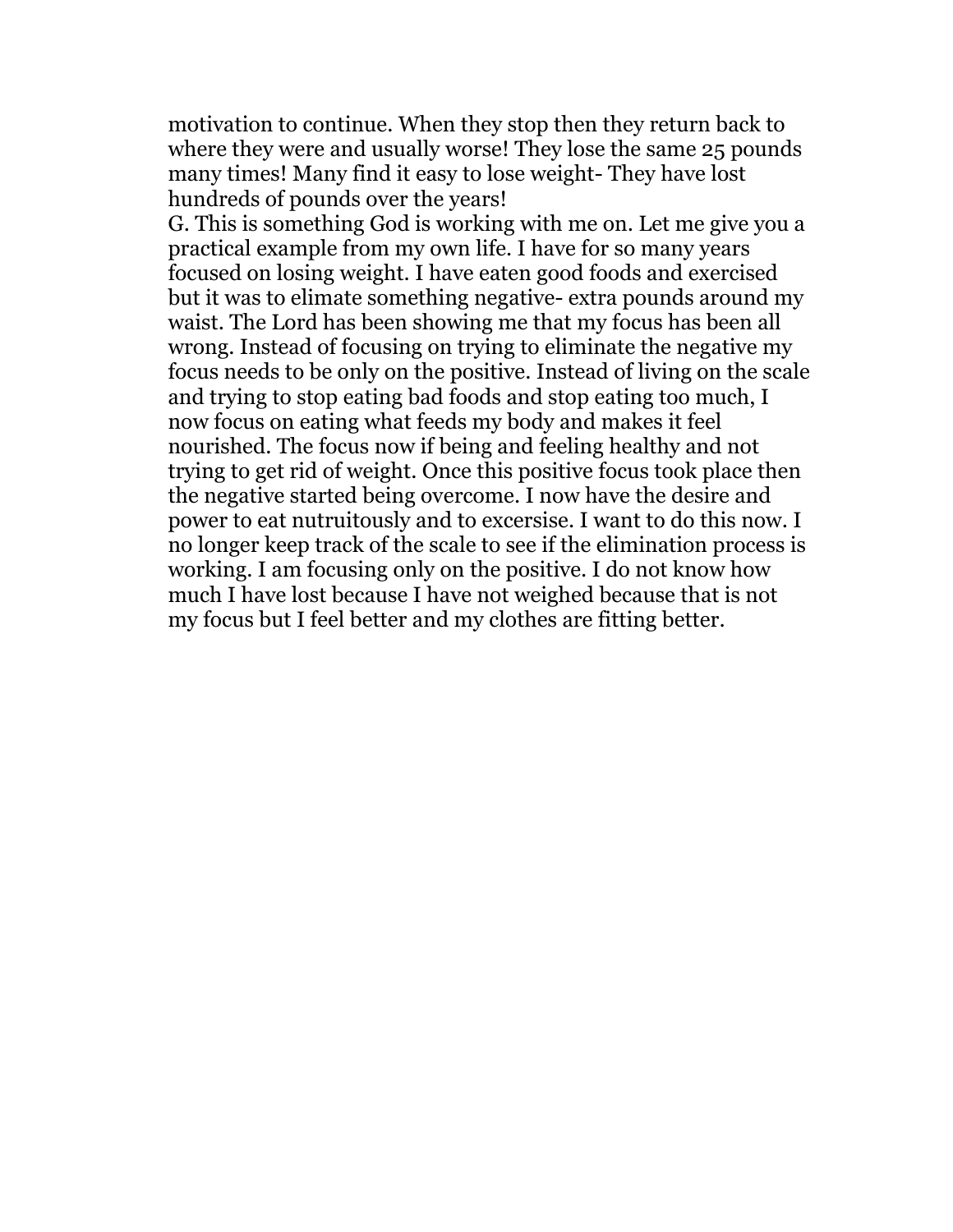motivation to continue. When they stop then they return back to where they were and usually worse! They lose the same 25 pounds many times! Many find it easy to lose weight- They have lost hundreds of pounds over the years!

G. This is something God is working with me on. Let me give you a practical example from my own life. I have for so many years focused on losing weight. I have eaten good foods and exercised but it was to elimate something negative- extra pounds around my waist. The Lord has been showing me that my focus has been all wrong. Instead of focusing on trying to eliminate the negative my focus needs to be only on the positive. Instead of living on the scale and trying to stop eating bad foods and stop eating too much, I now focus on eating what feeds my body and makes it feel nourished. The focus now if being and feeling healthy and not trying to get rid of weight. Once this positive focus took place then the negative started being overcome. I now have the desire and power to eat nutruitously and to excersise. I want to do this now. I no longer keep track of the scale to see if the elimination process is working. I am focusing only on the positive. I do not know how much I have lost because I have not weighed because that is not my focus but I feel better and my clothes are fitting better.